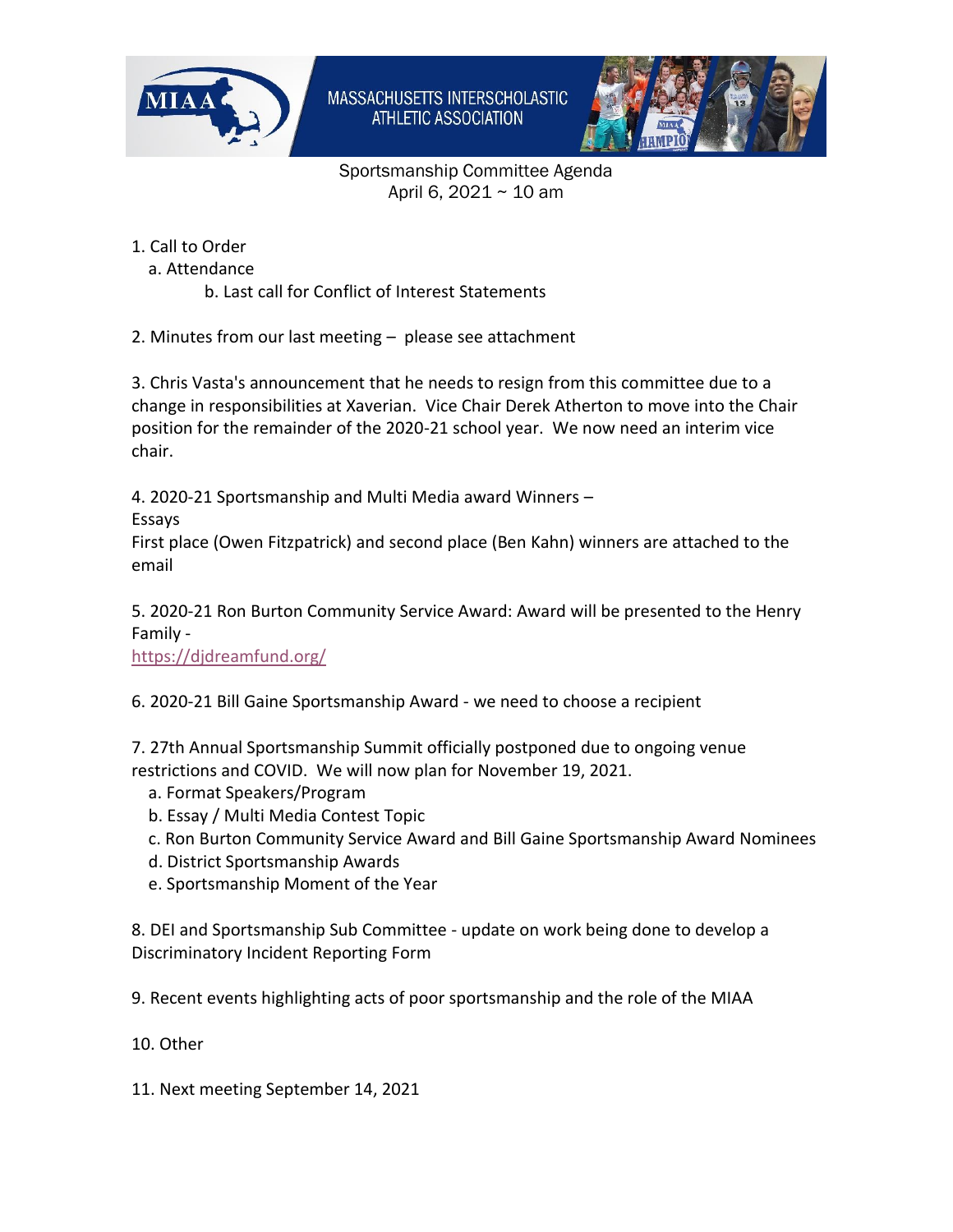MASSACHUSETTS INTERSCHOLASTIC ATHLETIC ASSOCIATION

Sportsmanship Committee Agenda
April 6, 2021 ~ 10 am

1. Call to Order
   a. Attendance
   b. Last call for Conflict of Interest Statements

2. Minutes from our last meeting – please see attachment

3. Chris Vasta's announcement that he needs to resign from this committee due to a change in responsibilities at Xaverian. Vice Chair Derek Atherton to move into the Chair position for the remainder of the 2020-21 school year. We now need an interim vice chair.

4. 2020-21 Sportsmanship and Multi Media award Winners –
Essays
First place (Owen Fitzpatrick) and second place (Ben Kahn) winners are attached to the email

5. 2020-21 Ron Burton Community Service Award: Award will be presented to the Henry Family -
https://djdreamfund.org/

6. 2020-21 Bill Gaine Sportsmanship Award - we need to choose a recipient

7. 27th Annual Sportsmanship Summit officially postponed due to ongoing venue restrictions and COVID. We will now plan for November 19, 2021.
   a. Format Speakers/Program
   b. Essay / Multi Media Contest Topic
   c. Ron Burton Community Service Award and Bill Gaine Sportsmanship Award Nominees
   d. District Sportsmanship Awards
   e. Sportsmanship Moment of the Year

8. DEI and Sportsmanship Sub Committee - update on work being done to develop a Discriminatory Incident Reporting Form

9. Recent events highlighting acts of poor sportsmanship and the role of the MIAA

10. Other

11. Next meeting September 14, 2021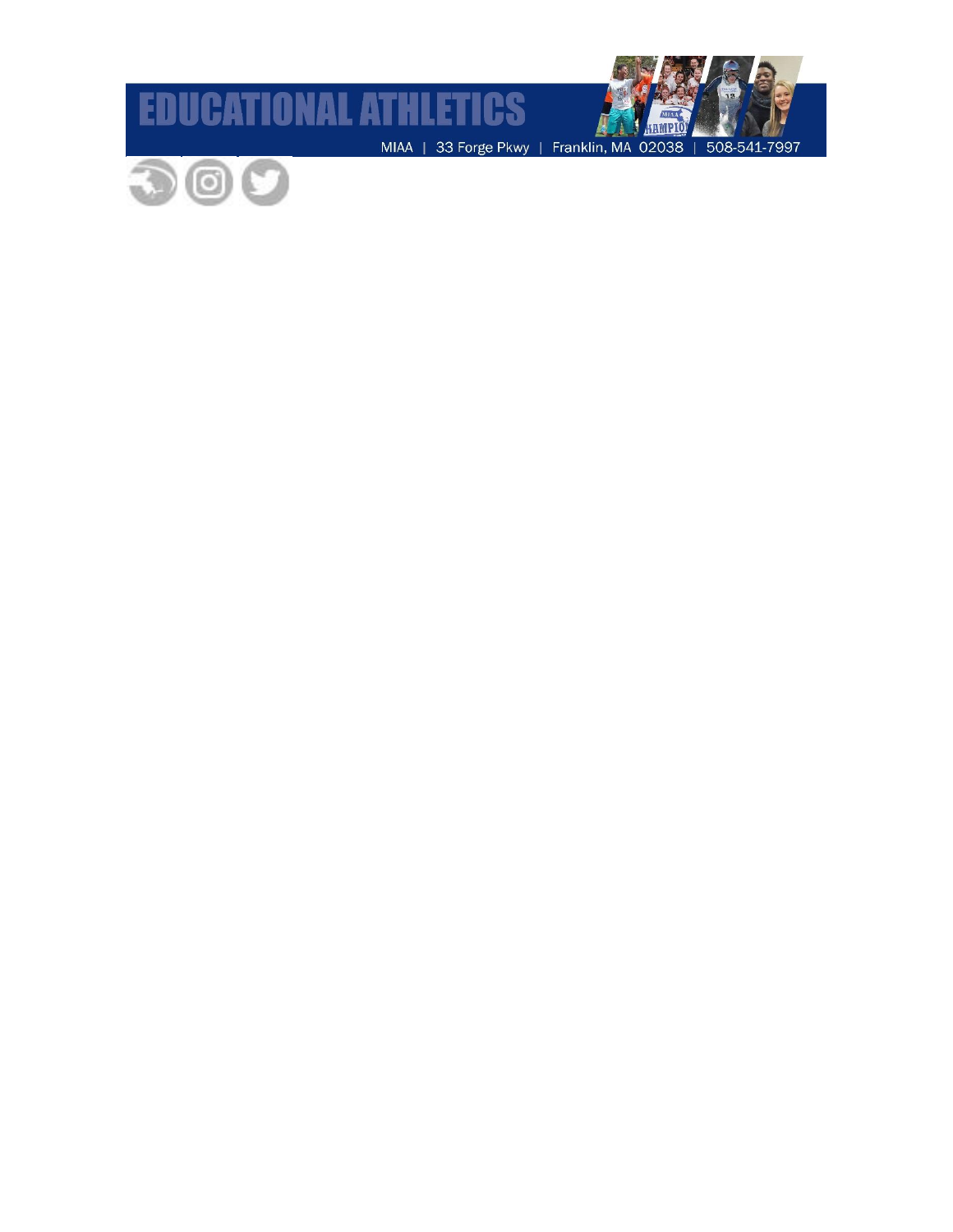# EDUCATIONAL ATHLETICS

MIAA | 33 Forge Pkwy | Franklin, MA 02038 | 508-541-7997